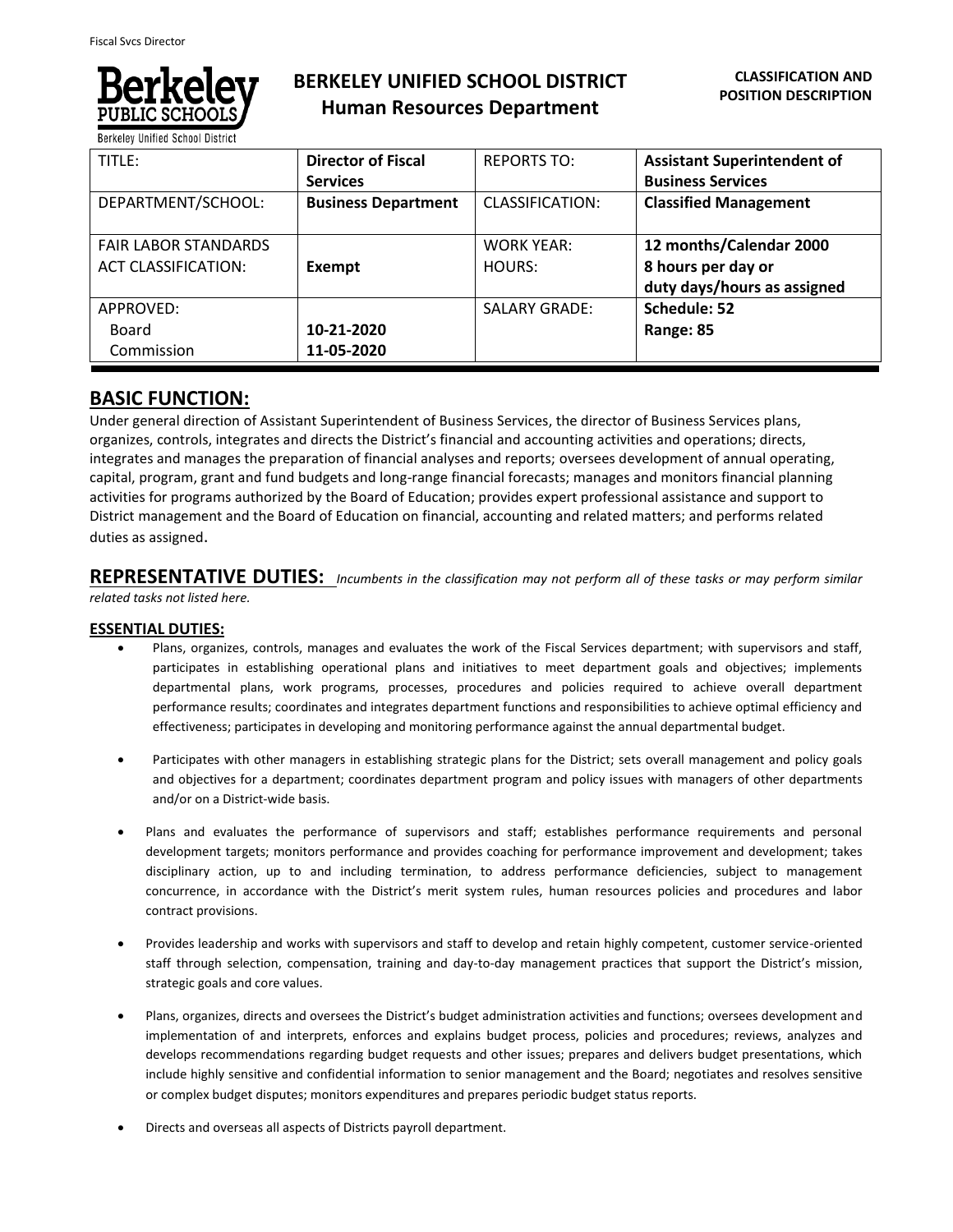# BERKELEY UNIFIED SCHOOL DISTRICT
## Human Resources Department

**CLASSIFICATION AND POSITION DESCRIPTION**

| TITLE: | **Director of Fiscal Services** | REPORTS TO: | **Assistant Superintendent of Business Services** |
|---|---|---|---|
| DEPARTMENT/SCHOOL: | **Business Department** | CLASSIFICATION: | **Classified Management** |
| FAIR LABOR STANDARDS ACT CLASSIFICATION: | **Exempt** | WORK YEAR: HOURS: | **12 months/Calendar 2000 8 hours per day or duty days/hours as assigned** |
| APPROVED: Board Commission | **10-21-2020 11-05-2020** | SALARY GRADE: | **Schedule: 52 Range: 85** |

## BASIC FUNCTION:

Under general direction of Assistant Superintendent of Business Services, the director of Business Services plans, organizes, controls, integrates and directs the District's financial and accounting activities and operations; directs, integrates and manages the preparation of financial analyses and reports; oversees development of annual operating, capital, program, grant and fund budgets and long-range financial forecasts; manages and monitors financial planning activities for programs authorized by the Board of Education; provides expert professional assistance and support to District management and the Board of Education on financial, accounting and related matters; and performs related duties as assigned.

## REPRESENTATIVE DUTIES:

*Incumbents in the classification may not perform all of these tasks or may perform similar related tasks not listed here.*

### ESSENTIAL DUTIES:

- Plans, organizes, controls, manages and evaluates the work of the Fiscal Services department; with supervisors and staff, participates in establishing operational plans and initiatives to meet department goals and objectives; implements departmental plans, work programs, processes, procedures and policies required to achieve overall department performance results; coordinates and integrates department functions and responsibilities to achieve optimal efficiency and effectiveness; participates in developing and monitoring performance against the annual departmental budget.

- Participates with other managers in establishing strategic plans for the District; sets overall management and policy goals and objectives for a department; coordinates department program and policy issues with managers of other departments and/or on a District-wide basis.

- Plans and evaluates the performance of supervisors and staff; establishes performance requirements and personal development targets; monitors performance and provides coaching for performance improvement and development; takes disciplinary action, up to and including termination, to address performance deficiencies, subject to management concurrence, in accordance with the District's merit system rules, human resources policies and procedures and labor contract provisions.

- Provides leadership and works with supervisors and staff to develop and retain highly competent, customer service-oriented staff through selection, compensation, training and day-to-day management practices that support the District's mission, strategic goals and core values.

- Plans, organizes, directs and oversees the District's budget administration activities and functions; oversees development and implementation of and interprets, enforces and explains budget process, policies and procedures; reviews, analyzes and develops recommendations regarding budget requests and other issues; prepares and delivers budget presentations, which include highly sensitive and confidential information to senior management and the Board; negotiates and resolves sensitive or complex budget disputes; monitors expenditures and prepares periodic budget status reports.

- Directs and overseas all aspects of Districts payroll department.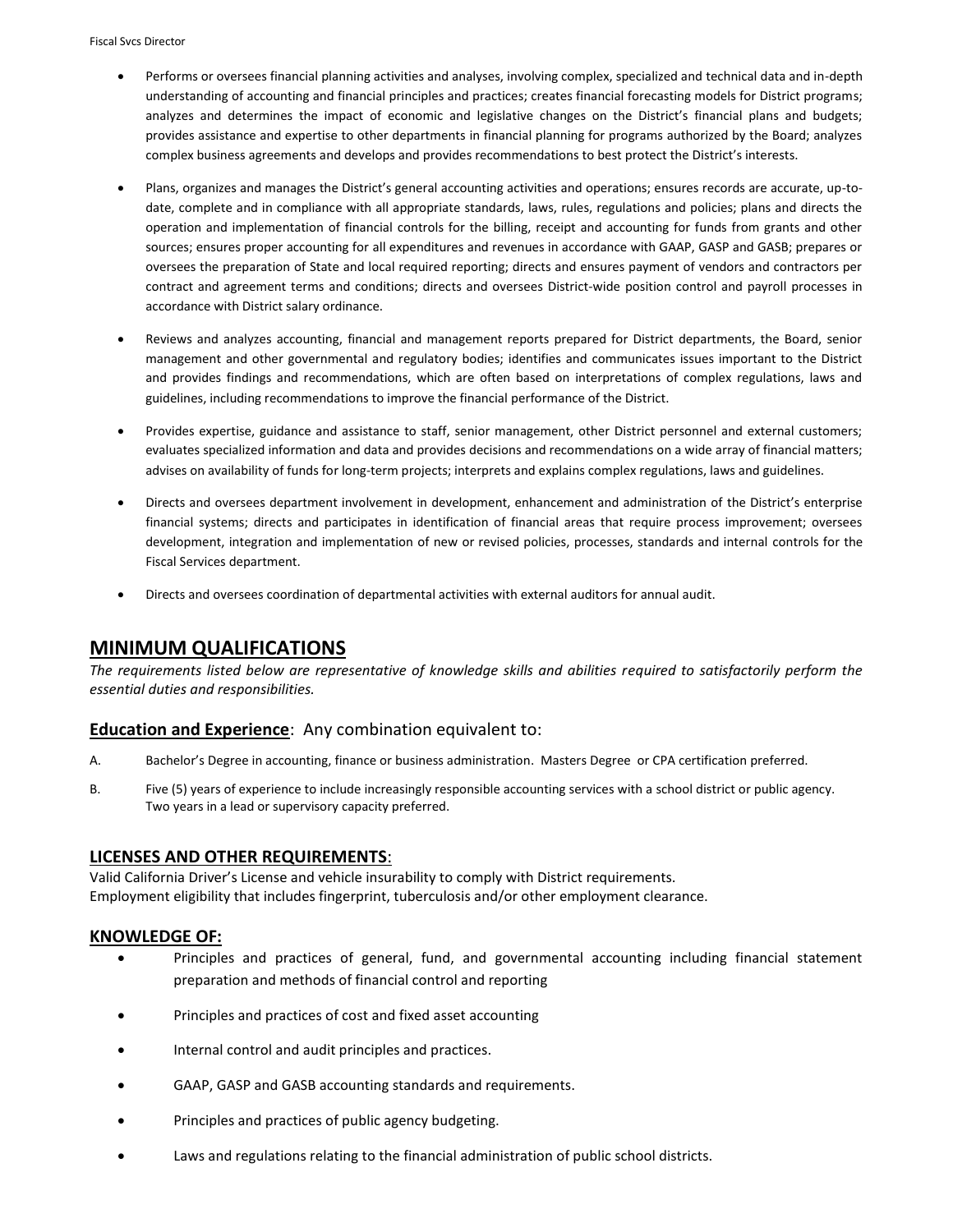- Performs or oversees financial planning activities and analyses, involving complex, specialized and technical data and in-depth understanding of accounting and financial principles and practices; creates financial forecasting models for District programs; analyzes and determines the impact of economic and legislative changes on the District's financial plans and budgets; provides assistance and expertise to other departments in financial planning for programs authorized by the Board; analyzes complex business agreements and develops and provides recommendations to best protect the District's interests.

- Plans, organizes and manages the District's general accounting activities and operations; ensures records are accurate, up-to-date, complete and in compliance with all appropriate standards, laws, rules, regulations and policies; plans and directs the operation and implementation of financial controls for the billing, receipt and accounting for funds from grants and other sources; ensures proper accounting for all expenditures and revenues in accordance with GAAP, GASP and GASB; prepares or oversees the preparation of State and local required reporting; directs and ensures payment of vendors and contractors per contract and agreement terms and conditions; directs and oversees District-wide position control and payroll processes in accordance with District salary ordinance.

- Reviews and analyzes accounting, financial and management reports prepared for District departments, the Board, senior management and other governmental and regulatory bodies; identifies and communicates issues important to the District and provides findings and recommendations, which are often based on interpretations of complex regulations, laws and guidelines, including recommendations to improve the financial performance of the District.

- Provides expertise, guidance and assistance to staff, senior management, other District personnel and external customers; evaluates specialized information and data and provides decisions and recommendations on a wide array of financial matters; advises on availability of funds for long-term projects; interprets and explains complex regulations, laws and guidelines.

- Directs and oversees department involvement in development, enhancement and administration of the District's enterprise financial systems; directs and participates in identification of financial areas that require process improvement; oversees development, integration and implementation of new or revised policies, processes, standards and internal controls for the Fiscal Services department.

- Directs and oversees coordination of departmental activities with external auditors for annual audit.

## MINIMUM QUALIFICATIONS

*The requirements listed below are representative of knowledge skills and abilities required to satisfactorily perform the essential duties and responsibilities.*

### **Education and Experience**: Any combination equivalent to:

A. Bachelor's Degree in accounting, finance or business administration. Masters Degree or CPA certification preferred.

B. Five (5) years of experience to include increasingly responsible accounting services with a school district or public agency. Two years in a lead or supervisory capacity preferred.

### LICENSES AND OTHER REQUIREMENTS:

Valid California Driver's License and vehicle insurability to comply with District requirements.
Employment eligibility that includes fingerprint, tuberculosis and/or other employment clearance.

### KNOWLEDGE OF:

- Principles and practices of general, fund, and governmental accounting including financial statement preparation and methods of financial control and reporting
- Principles and practices of cost and fixed asset accounting
- Internal control and audit principles and practices.
- GAAP, GASP and GASB accounting standards and requirements.
- Principles and practices of public agency budgeting.
- Laws and regulations relating to the financial administration of public school districts.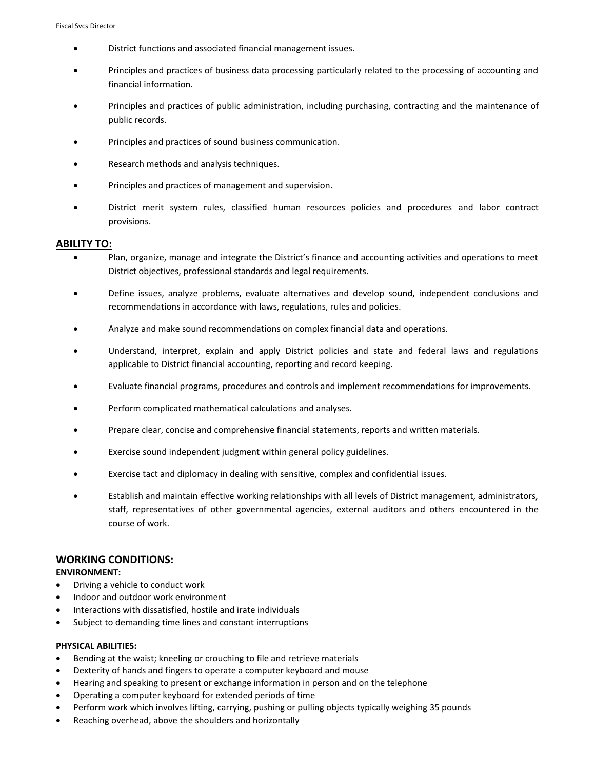- District functions and associated financial management issues.
- Principles and practices of business data processing particularly related to the processing of accounting and financial information.
- Principles and practices of public administration, including purchasing, contracting and the maintenance of public records.
- Principles and practices of sound business communication.
- Research methods and analysis techniques.
- Principles and practices of management and supervision.
- District merit system rules, classified human resources policies and procedures and labor contract provisions.

## ABILITY TO:

- Plan, organize, manage and integrate the District's finance and accounting activities and operations to meet District objectives, professional standards and legal requirements.
- Define issues, analyze problems, evaluate alternatives and develop sound, independent conclusions and recommendations in accordance with laws, regulations, rules and policies.
- Analyze and make sound recommendations on complex financial data and operations.
- Understand, interpret, explain and apply District policies and state and federal laws and regulations applicable to District financial accounting, reporting and record keeping.
- Evaluate financial programs, procedures and controls and implement recommendations for improvements.
- Perform complicated mathematical calculations and analyses.
- Prepare clear, concise and comprehensive financial statements, reports and written materials.
- Exercise sound independent judgment within general policy guidelines.
- Exercise tact and diplomacy in dealing with sensitive, complex and confidential issues.
- Establish and maintain effective working relationships with all levels of District management, administrators, staff, representatives of other governmental agencies, external auditors and others encountered in the course of work.

## WORKING CONDITIONS:

**ENVIRONMENT:**

- Driving a vehicle to conduct work
- Indoor and outdoor work environment
- Interactions with dissatisfied, hostile and irate individuals
- Subject to demanding time lines and constant interruptions

**PHYSICAL ABILITIES:**

- Bending at the waist; kneeling or crouching to file and retrieve materials
- Dexterity of hands and fingers to operate a computer keyboard and mouse
- Hearing and speaking to present or exchange information in person and on the telephone
- Operating a computer keyboard for extended periods of time
- Perform work which involves lifting, carrying, pushing or pulling objects typically weighing 35 pounds
- Reaching overhead, above the shoulders and horizontally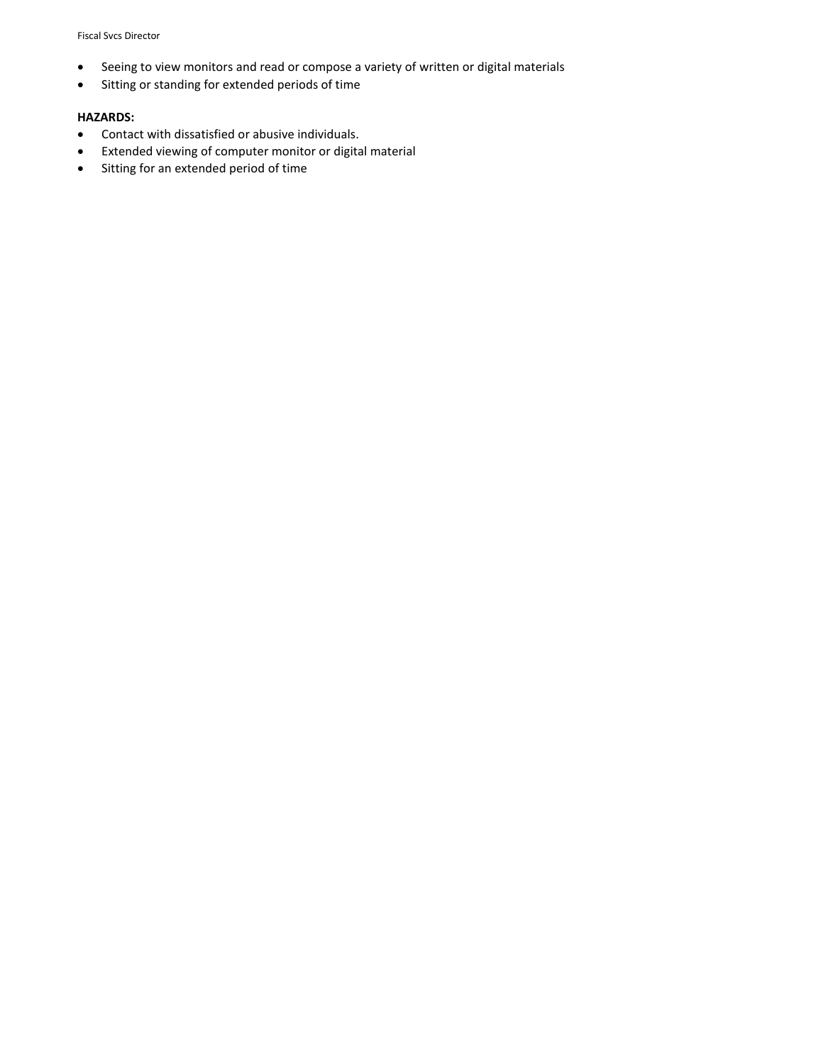- Seeing to view monitors and read or compose a variety of written or digital materials
- Sitting or standing for extended periods of time

**HAZARDS:**

- Contact with dissatisfied or abusive individuals.
- Extended viewing of computer monitor or digital material
- Sitting for an extended period of time